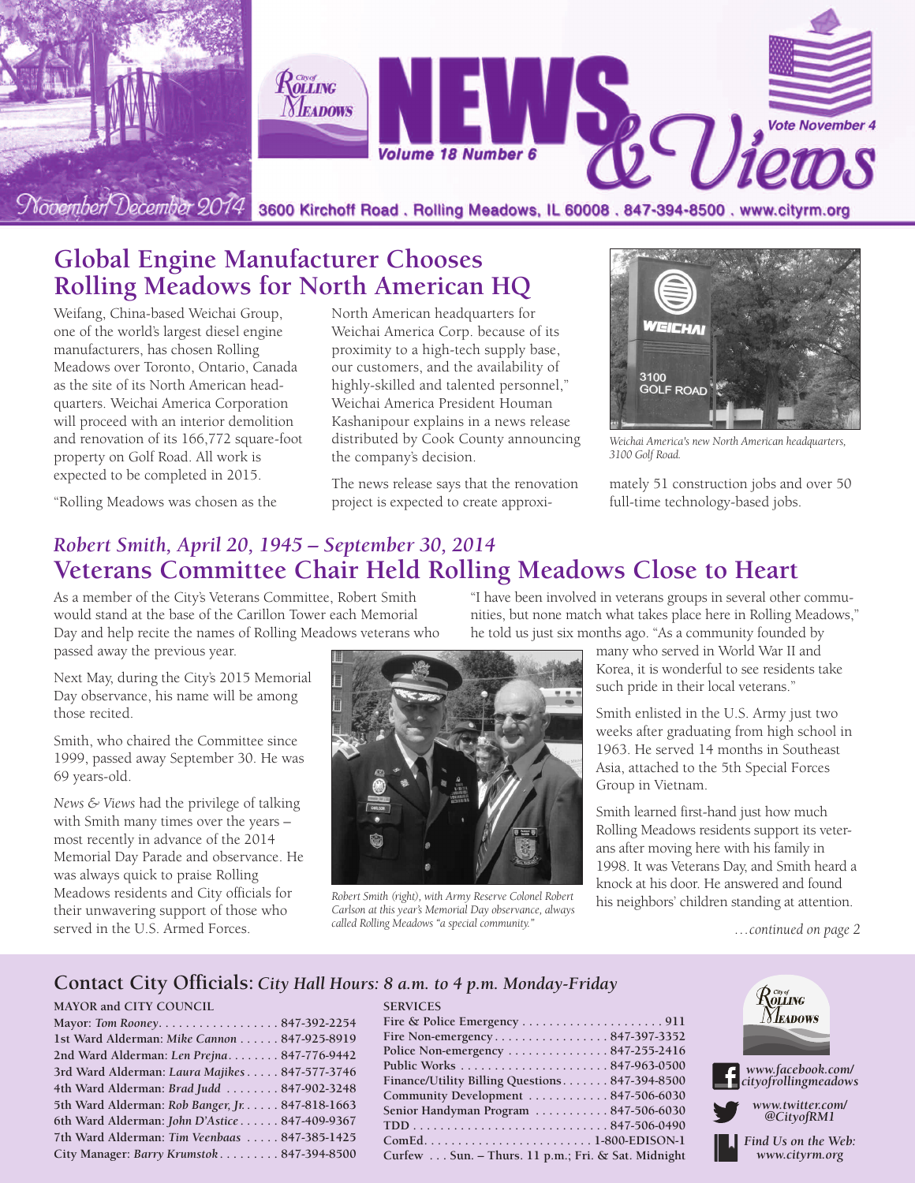# NEWS & Views

City of Rolling Meadows — Volume 18 Number 6 — Vote November 4

November/December 2014 — 3600 Kirchoff Road . Rolling Meadows, IL 60008 . 847-394-8500 . www.cityrm.org

## Global Engine Manufacturer Chooses Rolling Meadows for North American HQ

Weifang, China-based Weichai Group, one of the world's largest diesel engine manufacturers, has chosen Rolling Meadows over Toronto, Ontario, Canada as the site of its North American headquarters. Weichai America Corporation will proceed with an interior demolition and renovation of its 166,772 square-foot property on Golf Road. All work is expected to be completed in 2015.

"Rolling Meadows was chosen as the North American headquarters for Weichai America Corp. because of its proximity to a high-tech supply base, our customers, and the availability of highly-skilled and talented personnel," Weichai America President Houman Kashanipour explains in a news release distributed by Cook County announcing the company's decision.

The news release says that the renovation project is expected to create approximately 51 construction jobs and over 50 full-time technology-based jobs.

*Weichai America's new North American headquarters, 3100 Golf Road.*

## *Robert Smith, April 20, 1945 – September 30, 2014*
## Veterans Committee Chair Held Rolling Meadows Close to Heart

As a member of the City's Veterans Committee, Robert Smith would stand at the base of the Carillon Tower each Memorial Day and help recite the names of Rolling Meadows veterans who passed away the previous year.

Next May, during the City's 2015 Memorial Day observance, his name will be among those recited.

Smith, who chaired the Committee since 1999, passed away September 30. He was 69 years-old.

*News & Views* had the privilege of talking with Smith many times over the years – most recently in advance of the 2014 Memorial Day Parade and observance. He was always quick to praise Rolling Meadows residents and City officials for their unwavering support of those who served in the U.S. Armed Forces.

"I have been involved in veterans groups in several other communities, but none match what takes place here in Rolling Meadows," he told us just six months ago. "As a community founded by many who served in World War II and Korea, it is wonderful to see residents take such pride in their local veterans."

Smith enlisted in the U.S. Army just two weeks after graduating from high school in 1963. He served 14 months in Southeast Asia, attached to the 5th Special Forces Group in Vietnam.

Smith learned first-hand just how much Rolling Meadows residents support its veterans after moving here with his family in 1998. It was Veterans Day, and Smith heard a knock at his door. He answered and found his neighbors' children standing at attention.

*Robert Smith (right), with Army Reserve Colonel Robert Carlson at this year's Memorial Day observance, always called Rolling Meadows "a special community."*

*…continued on page 2*

## Contact City Officials: *City Hall Hours: 8 a.m. to 4 p.m. Monday-Friday*

**MAYOR and CITY COUNCIL**

| | |
|---|---|
| Mayor: *Tom Rooney* | 847-392-2254 |
| 1st Ward Alderman: *Mike Cannon* | 847-925-8919 |
| 2nd Ward Alderman: *Len Prejna* | 847-776-9442 |
| 3rd Ward Alderman: *Laura Majikes* | 847-577-3746 |
| 4th Ward Alderman: *Brad Judd* | 847-902-3248 |
| 5th Ward Alderman: *Rob Banger, Jr.* | 847-818-1663 |
| 6th Ward Alderman: *John D'Astice* | 847-409-9367 |
| 7th Ward Alderman: *Tim Veenbaas* | 847-385-1425 |
| City Manager: *Barry Krumstok* | 847-394-8500 |

**SERVICES**

| | |
|---|---|
| Fire & Police Emergency | 911 |
| Fire Non-emergency | 847-397-3352 |
| Police Non-emergency | 847-255-2416 |
| Public Works | 847-963-0500 |
| Finance/Utility Billing Questions | 847-394-8500 |
| Community Development | 847-506-6030 |
| Senior Handyman Program | 847-506-6030 |
| TDD | 847-506-0490 |
| ComEd | 1-800-EDISON-1 |
| Curfew | Sun. – Thurs. 11 p.m.; Fri. & Sat. Midnight |

*www.facebook.com/cityofrollingmeadows*

*www.twitter.com/@CityofRM1*

*Find Us on the Web: www.cityrm.org*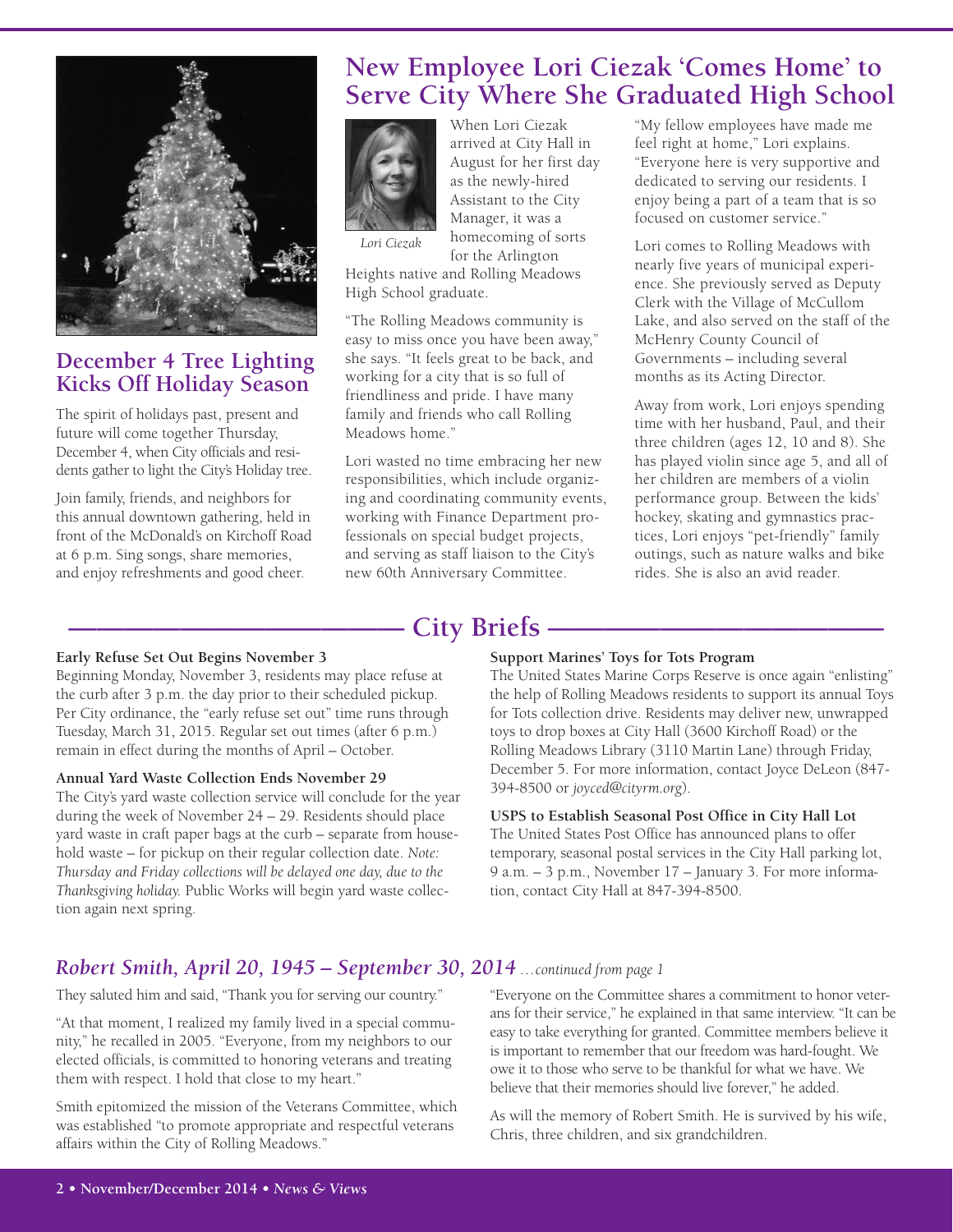## December 4 Tree Lighting Kicks Off Holiday Season

The spirit of holidays past, present and future will come together Thursday, December 4, when City officials and residents gather to light the City's Holiday tree.

Join family, friends, and neighbors for this annual downtown gathering, held in front of the McDonald's on Kirchoff Road at 6 p.m. Sing songs, share memories, and enjoy refreshments and good cheer.

## New Employee Lori Ciezak 'Comes Home' to Serve City Where She Graduated High School

*Lori Ciezak*

When Lori Ciezak arrived at City Hall in August for her first day as the newly-hired Assistant to the City Manager, it was a homecoming of sorts for the Arlington Heights native and Rolling Meadows High School graduate.

"The Rolling Meadows community is easy to miss once you have been away," she says. "It feels great to be back, and working for a city that is so full of friendliness and pride. I have many family and friends who call Rolling Meadows home."

Lori wasted no time embracing her new responsibilities, which include organizing and coordinating community events, working with Finance Department professionals on special budget projects, and serving as staff liaison to the City's new 60th Anniversary Committee.

"My fellow employees have made me feel right at home," Lori explains. "Everyone here is very supportive and dedicated to serving our residents. I enjoy being a part of a team that is so focused on customer service."

Lori comes to Rolling Meadows with nearly five years of municipal experience. She previously served as Deputy Clerk with the Village of McCullom Lake, and also served on the staff of the McHenry County Council of Governments – including several months as its Acting Director.

Away from work, Lori enjoys spending time with her husband, Paul, and their three children (ages 12, 10 and 8). She has played violin since age 5, and all of her children are members of a violin performance group. Between the kids' hockey, skating and gymnastics practices, Lori enjoys "pet-friendly" family outings, such as nature walks and bike rides. She is also an avid reader.

## City Briefs

**Early Refuse Set Out Begins November 3**
Beginning Monday, November 3, residents may place refuse at the curb after 3 p.m. the day prior to their scheduled pickup. Per City ordinance, the "early refuse set out" time runs through Tuesday, March 31, 2015. Regular set out times (after 6 p.m.) remain in effect during the months of April – October.

**Annual Yard Waste Collection Ends November 29**
The City's yard waste collection service will conclude for the year during the week of November 24 – 29. Residents should place yard waste in craft paper bags at the curb – separate from household waste – for pickup on their regular collection date. *Note: Thursday and Friday collections will be delayed one day, due to the Thanksgiving holiday.* Public Works will begin yard waste collection again next spring.

**Support Marines' Toys for Tots Program**
The United States Marine Corps Reserve is once again "enlisting" the help of Rolling Meadows residents to support its annual Toys for Tots collection drive. Residents may deliver new, unwrapped toys to drop boxes at City Hall (3600 Kirchoff Road) or the Rolling Meadows Library (3110 Martin Lane) through Friday, December 5. For more information, contact Joyce DeLeon (847-394-8500 or *joyced@cityrm.org*).

**USPS to Establish Seasonal Post Office in City Hall Lot**
The United States Post Office has announced plans to offer temporary, seasonal postal services in the City Hall parking lot, 9 a.m. – 3 p.m., November 17 – January 3. For more information, contact City Hall at 847-394-8500.

## *Robert Smith, April 20, 1945 – September 30, 2014* *...continued from page 1*

They saluted him and said, "Thank you for serving our country."

"At that moment, I realized my family lived in a special community," he recalled in 2005. "Everyone, from my neighbors to our elected officials, is committed to honoring veterans and treating them with respect. I hold that close to my heart."

Smith epitomized the mission of the Veterans Committee, which was established "to promote appropriate and respectful veterans affairs within the City of Rolling Meadows."

"Everyone on the Committee shares a commitment to honor veterans for their service," he explained in that same interview. "It can be easy to take everything for granted. Committee members believe it is important to remember that our freedom was hard-fought. We owe it to those who serve to be thankful for what we have. We believe that their memories should live forever," he added.

As will the memory of Robert Smith. He is survived by his wife, Chris, three children, and six grandchildren.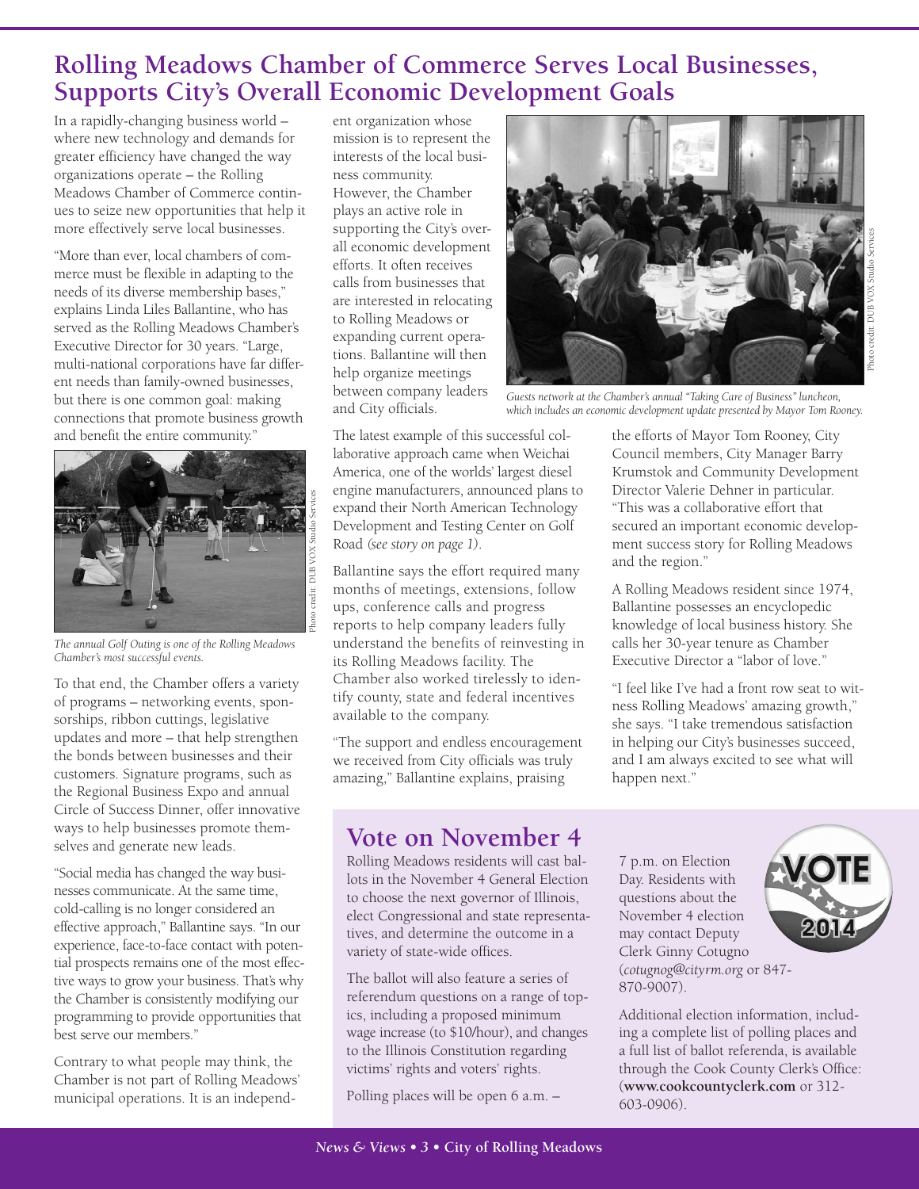# Rolling Meadows Chamber of Commerce Serves Local Businesses, Supports City's Overall Economic Development Goals

In a rapidly-changing business world – where new technology and demands for greater efficiency have changed the way organizations operate – the Rolling Meadows Chamber of Commerce continues to seize new opportunities that help it more effectively serve local businesses.

"More than ever, local chambers of commerce must be flexible in adapting to the needs of its diverse membership bases," explains Linda Liles Ballantine, who has served as the Rolling Meadows Chamber's Executive Director for 30 years. "Large, multi-national corporations have far different needs than family-owned businesses, but there is one common goal: making connections that promote business growth and benefit the entire community."

*The annual Golf Outing is one of the Rolling Meadows Chamber's most successful events.*

Photo credit: DUB VOX Studio Services

To that end, the Chamber offers a variety of programs – networking events, sponsorships, ribbon cuttings, legislative updates and more – that help strengthen the bonds between businesses and their customers. Signature programs, such as the Regional Business Expo and annual Circle of Success Dinner, offer innovative ways to help businesses promote themselves and generate new leads.

"Social media has changed the way businesses communicate. At the same time, cold-calling is no longer considered an effective approach," Ballantine says. "In our experience, face-to-face contact with potential prospects remains one of the most effective ways to grow your business. That's why the Chamber is consistently modifying our programming to provide opportunities that best serve our members."

Contrary to what people may think, the Chamber is not part of Rolling Meadows' municipal operations. It is an independent organization whose mission is to represent the interests of the local business community. However, the Chamber plays an active role in supporting the City's overall economic development efforts. It often receives calls from businesses that are interested in relocating to Rolling Meadows or expanding current operations. Ballantine will then help organize meetings between company leaders and City officials.

*Guests network at the Chamber's annual "Taking Care of Business" luncheon, which includes an economic development update presented by Mayor Tom Rooney.*

Photo credit: DUB VOX Studio Services

The latest example of this successful collaborative approach came when Weichai America, one of the worlds' largest diesel engine manufacturers, announced plans to expand their North American Technology Development and Testing Center on Golf Road *(see story on page 1)*.

Ballantine says the effort required many months of meetings, extensions, follow ups, conference calls and progress reports to help company leaders fully understand the benefits of reinvesting in its Rolling Meadows facility. The Chamber also worked tirelessly to identify county, state and federal incentives available to the company.

"The support and endless encouragement we received from City officials was truly amazing," Ballantine explains, praising the efforts of Mayor Tom Rooney, City Council members, City Manager Barry Krumstok and Community Development Director Valerie Dehner in particular. "This was a collaborative effort that secured an important economic development success story for Rolling Meadows and the region."

A Rolling Meadows resident since 1974, Ballantine possesses an encyclopedic knowledge of local business history. She calls her 30-year tenure as Chamber Executive Director a "labor of love."

"I feel like I've had a front row seat to witness Rolling Meadows' amazing growth," she says. "I take tremendous satisfaction in helping our City's businesses succeed, and I am always excited to see what will happen next."

## Vote on November 4

Rolling Meadows residents will cast ballots in the November 4 General Election to choose the next governor of Illinois, elect Congressional and state representatives, and determine the outcome in a variety of state-wide offices.

The ballot will also feature a series of referendum questions on a range of topics, including a proposed minimum wage increase (to $10/hour), and changes to the Illinois Constitution regarding victims' rights and voters' rights.

Polling places will be open 6 a.m. – 7 p.m. on Election Day. Residents with questions about the November 4 election may contact Deputy Clerk Ginny Cotugno (*cotugnog@cityrm.org* or 847-870-9007).

Additional election information, including a complete list of polling places and a full list of ballot referenda, is available through the Cook County Clerk's Office: (**www.cookcountyclerk.com** or 312-603-0906).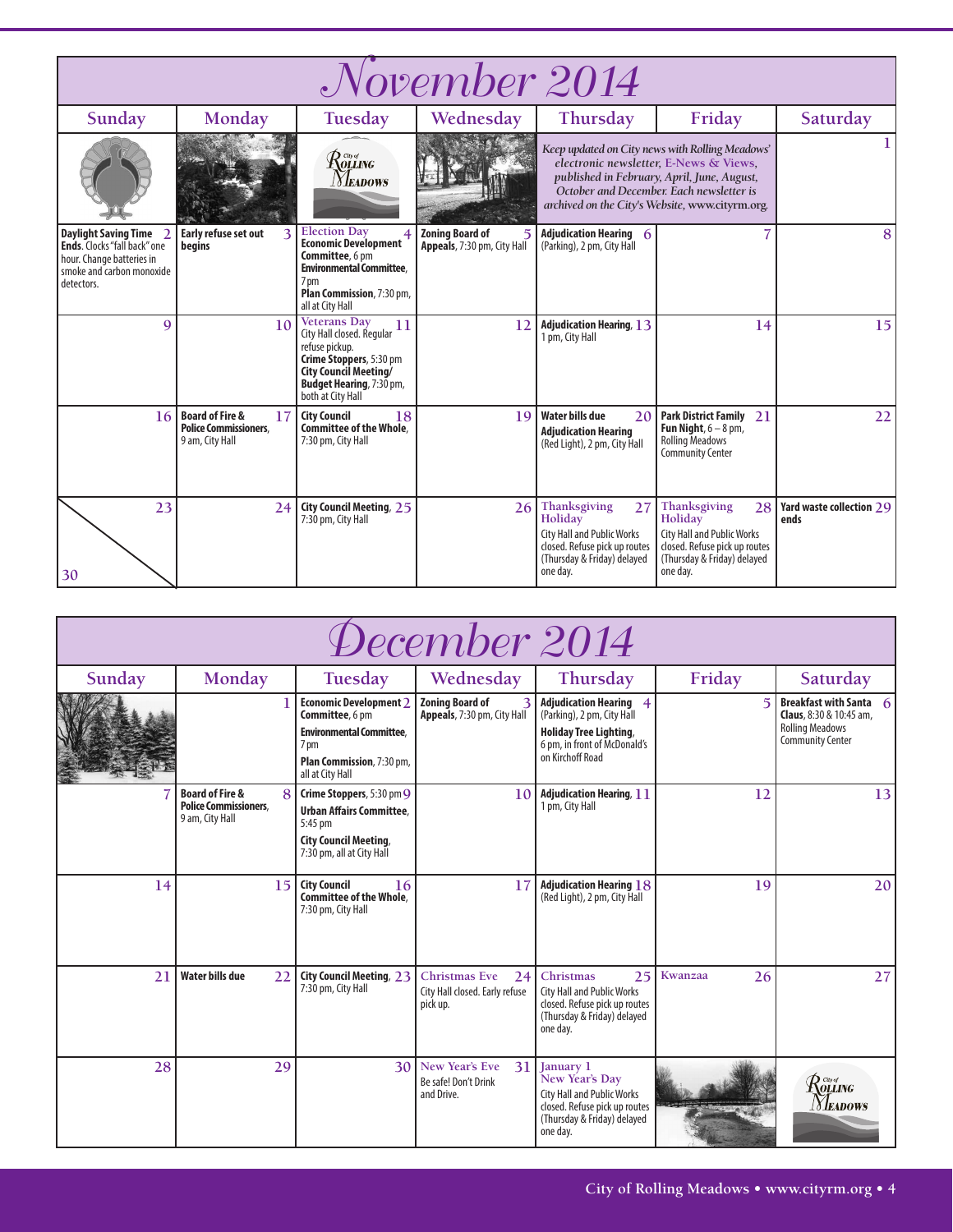# November 2014

| Sunday | Monday | Tuesday | Wednesday | Thursday | Friday | Saturday |
|---|---|---|---|---|---|---|
| | | | | *Keep updated on City news with Rolling Meadows' electronic newsletter, E-News & Views, published in February, April, June, August, October and December. Each newsletter is archived on the City's Website, www.cityrm.org.* | | 1 |
| 2 **Daylight Saving Time Ends**. Clocks "fall back" one hour. Change batteries in smoke and carbon monoxide detectors. | 3 **Early refuse set out begins** | 4 Election Day **Economic Development Committee**, 6 pm **Environmental Committee**, 7 pm **Plan Commission**, 7:30 pm, all at City Hall | 5 **Zoning Board of Appeals**, 7:30 pm, City Hall | 6 **Adjudication Hearing** (Parking), 2 pm, City Hall | 7 | 8 |
| 9 | 10 | 11 Veterans Day City Hall closed. Regular refuse pickup. **Crime Stoppers**, 5:30 pm **City Council Meeting/ Budget Hearing**, 7:30 pm, both at City Hall | 12 | 13 **Adjudication Hearing**, 1 pm, City Hall | 14 | 15 |
| 16 | 17 **Board of Fire & Police Commissioners**, 9 am, City Hall | 18 **City Council Committee of the Whole**, 7:30 pm, City Hall | 19 | 20 **Water bills due** **Adjudication Hearing** (Red Light), 2 pm, City Hall | 21 **Park District Family Fun Night**, 6 – 8 pm, Rolling Meadows Community Center | 22 |
| 23 / 30 | 24 | 25 **City Council Meeting**, 7:30 pm, City Hall | 26 | 27 Thanksgiving Holiday City Hall and Public Works closed. Refuse pick up routes (Thursday & Friday) delayed one day. | 28 Thanksgiving Holiday City Hall and Public Works closed. Refuse pick up routes (Thursday & Friday) delayed one day. | 29 **Yard waste collection ends** |

# December 2014

| Sunday | Monday | Tuesday | Wednesday | Thursday | Friday | Saturday |
|---|---|---|---|---|---|---|
| | 1 | 2 **Economic Development Committee**, 6 pm **Environmental Committee**, 7 pm **Plan Commission**, 7:30 pm, all at City Hall | 3 **Zoning Board of Appeals**, 7:30 pm, City Hall | 4 **Adjudication Hearing** (Parking), 2 pm, City Hall **Holiday Tree Lighting**, 6 pm, in front of McDonald's on Kirchoff Road | 5 | 6 **Breakfast with Santa Claus**, 8:30 & 10:45 am, Rolling Meadows Community Center |
| 7 | 8 **Board of Fire & Police Commissioners**, 9 am, City Hall | 9 **Crime Stoppers**, 5:30 pm **Urban Affairs Committee**, 5:45 pm **City Council Meeting**, 7:30 pm, all at City Hall | 10 | 11 **Adjudication Hearing**, 1 pm, City Hall | 12 | 13 |
| 14 | 15 | 16 **City Council Committee of the Whole**, 7:30 pm, City Hall | 17 | 18 **Adjudication Hearing** (Red Light), 2 pm, City Hall | 19 | 20 |
| 21 | 22 **Water bills due** | 23 **City Council Meeting**, 7:30 pm, City Hall | 24 Christmas Eve City Hall closed. Early refuse pick up. | 25 Christmas City Hall and Public Works closed. Refuse pick up routes (Thursday & Friday) delayed one day. | 26 Kwanzaa | 27 |
| 28 | 29 | 30 | 31 New Year's Eve Be safe! Don't Drink and Drive. | January 1 New Year's Day City Hall and Public Works closed. Refuse pick up routes (Thursday & Friday) delayed one day. | | |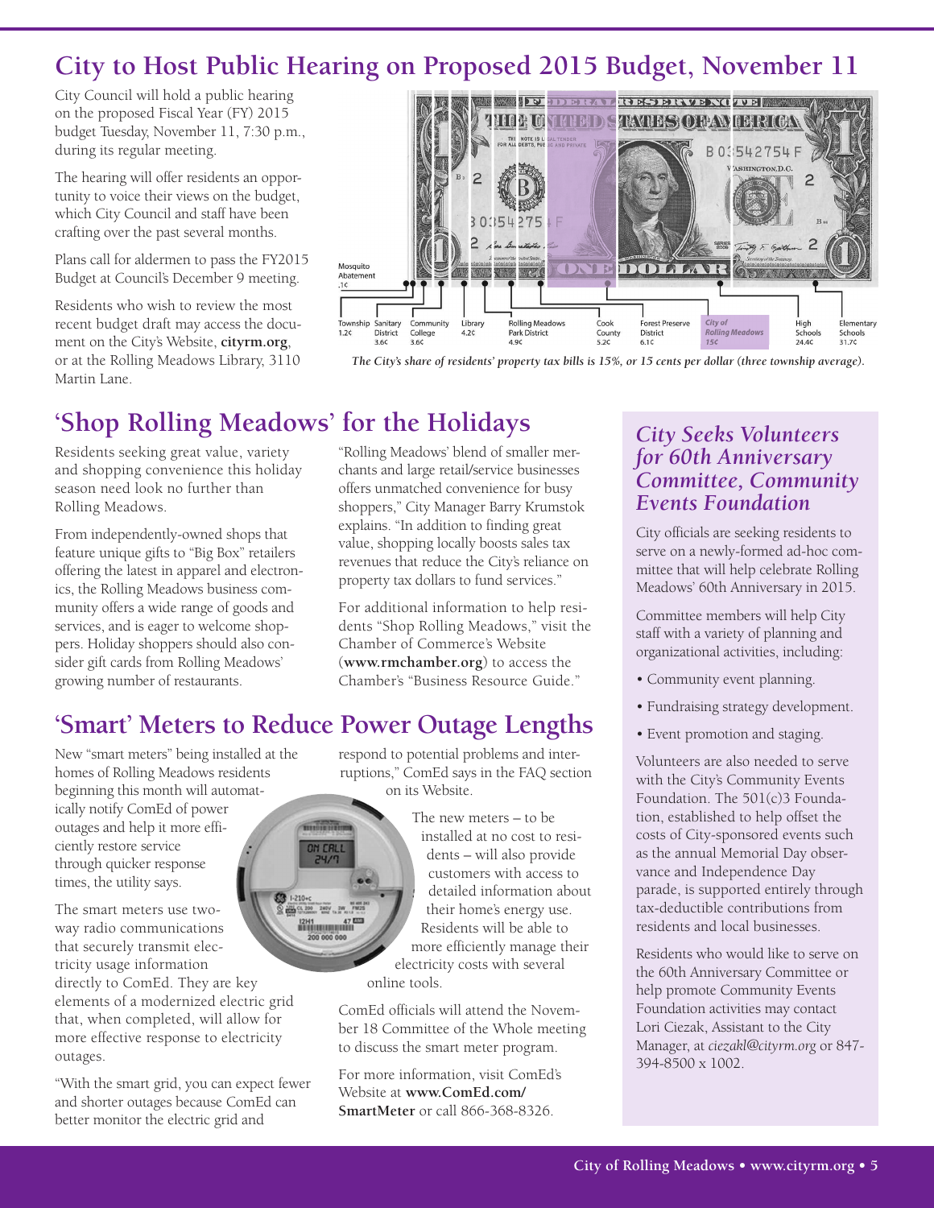## City to Host Public Hearing on Proposed 2015 Budget, November 11

City Council will hold a public hearing on the proposed Fiscal Year (FY) 2015 budget Tuesday, November 11, 7:30 p.m., during its regular meeting.

The hearing will offer residents an opportunity to voice their views on the budget, which City Council and staff have been crafting over the past several months.

Plans call for aldermen to pass the FY2015 Budget at Council's December 9 meeting.

Residents who wish to review the most recent budget draft may access the document on the City's Website, **cityrm.org**, or at the Rolling Meadows Library, 3110 Martin Lane.

Mosquito Abatement .1¢

Township 1.2¢ | Sanitary District 3.6¢ | Community College 3.6¢ | Library 4.2¢ | Rolling Meadows Park District 4.9¢ | Cook County 5.2¢ | Forest Preserve District 6.1¢ | *City of Rolling Meadows 15¢* | High Schools 24.4¢ | Elementary Schools 31.7¢

*The City's share of residents' property tax bills is 15%, or 15 cents per dollar (three township average).*

## 'Shop Rolling Meadows' for the Holidays

Residents seeking great value, variety and shopping convenience this holiday season need look no further than Rolling Meadows.

From independently-owned shops that feature unique gifts to "Big Box" retailers offering the latest in apparel and electronics, the Rolling Meadows business community offers a wide range of goods and services, and is eager to welcome shoppers. Holiday shoppers should also consider gift cards from Rolling Meadows' growing number of restaurants.

"Rolling Meadows' blend of smaller merchants and large retail/service businesses offers unmatched convenience for busy shoppers," City Manager Barry Krumstok explains. "In addition to finding great value, shopping locally boosts sales tax revenues that reduce the City's reliance on property tax dollars to fund services."

For additional information to help residents "Shop Rolling Meadows," visit the Chamber of Commerce's Website (**www.rmchamber.org**) to access the Chamber's "Business Resource Guide."

## 'Smart' Meters to Reduce Power Outage Lengths

New "smart meters" being installed at the homes of Rolling Meadows residents beginning this month will automatically notify ComEd of power outages and help it more efficiently restore service through quicker response times, the utility says.

The smart meters use two-way radio communications that securely transmit electricity usage information directly to ComEd. They are key elements of a modernized electric grid that, when completed, will allow for more effective response to electricity outages.

"With the smart grid, you can expect fewer and shorter outages because ComEd can better monitor the electric grid and respond to potential problems and interruptions," ComEd says in the FAQ section on its Website.

The new meters – to be installed at no cost to residents – will also provide customers with access to detailed information about their home's energy use. Residents will be able to more efficiently manage their electricity costs with several online tools.

ComEd officials will attend the November 18 Committee of the Whole meeting to discuss the smart meter program.

For more information, visit ComEd's Website at **www.ComEd.com/SmartMeter** or call 866-368-8326.

### *City Seeks Volunteers for 60th Anniversary Committee, Community Events Foundation*

City officials are seeking residents to serve on a newly-formed ad-hoc committee that will help celebrate Rolling Meadows' 60th Anniversary in 2015.

Committee members will help City staff with a variety of planning and organizational activities, including:

- Community event planning.
- Fundraising strategy development.
- Event promotion and staging.

Volunteers are also needed to serve with the City's Community Events Foundation. The 501(c)3 Foundation, established to help offset the costs of City-sponsored events such as the annual Memorial Day observance and Independence Day parade, is supported entirely through tax-deductible contributions from residents and local businesses.

Residents who would like to serve on the 60th Anniversary Committee or help promote Community Events Foundation activities may contact Lori Ciezak, Assistant to the City Manager, at *ciezakl@cityrm.org* or 847-394-8500 x 1002.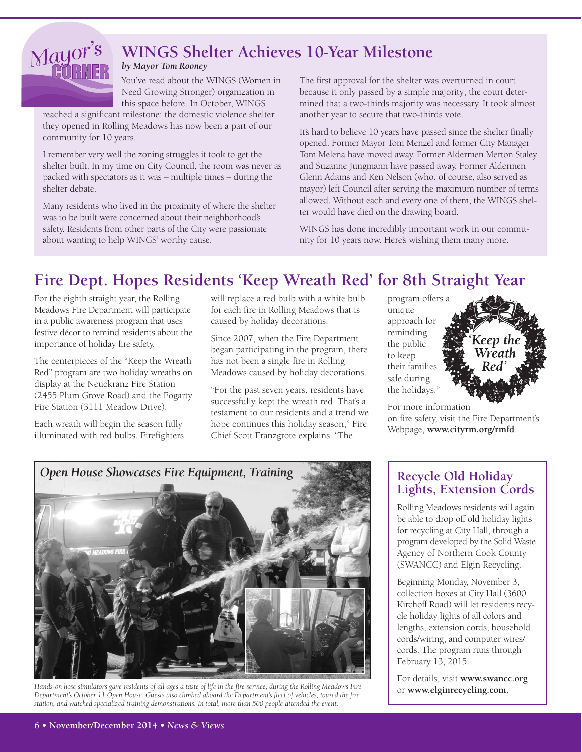## Mayor's Corner

# WINGS Shelter Achieves 10-Year Milestone

***by Mayor Tom Rooney***

You've read about the WINGS (Women in Need Growing Stronger) organization in this space before. In October, WINGS reached a significant milestone: the domestic violence shelter they opened in Rolling Meadows has now been a part of our community for 10 years.

I remember very well the zoning struggles it took to get the shelter built. In my time on City Council, the room was never as packed with spectators as it was – multiple times – during the shelter debate.

Many residents who lived in the proximity of where the shelter was to be built were concerned about their neighborhood's safety. Residents from other parts of the City were passionate about wanting to help WINGS' worthy cause.

The first approval for the shelter was overturned in court because it only passed by a simple majority; the court determined that a two-thirds majority was necessary. It took almost another year to secure that two-thirds vote.

It's hard to believe 10 years have passed since the shelter finally opened. Former Mayor Tom Menzel and former City Manager Tom Melena have moved away. Former Aldermen Merton Staley and Suzanne Jungmann have passed away. Former Aldermen Glenn Adams and Ken Nelson (who, of course, also served as mayor) left Council after serving the maximum number of terms allowed. Without each and every one of them, the WINGS shelter would have died on the drawing board.

WINGS has done incredibly important work in our community for 10 years now. Here's wishing them many more.

# Fire Dept. Hopes Residents 'Keep Wreath Red' for 8th Straight Year

For the eighth straight year, the Rolling Meadows Fire Department will participate in a public awareness program that uses festive décor to remind residents about the importance of holiday fire safety.

The centerpieces of the "Keep the Wreath Red" program are two holiday wreaths on display at the Neuckranz Fire Station (2455 Plum Grove Road) and the Fogarty Fire Station (3111 Meadow Drive).

Each wreath will begin the season fully illuminated with red bulbs. Firefighters will replace a red bulb with a white bulb for each fire in Rolling Meadows that is caused by holiday decorations.

Since 2007, when the Fire Department began participating in the program, there has not been a single fire in Rolling Meadows caused by holiday decorations.

"For the past seven years, residents have successfully kept the wreath red. That's a testament to our residents and a trend we hope continues this holiday season," Fire Chief Scott Franzgrote explains. "The program offers a unique approach for reminding the public to keep their families safe during the holidays."

*'Keep the Wreath Red'*

For more information on fire safety, visit the Fire Department's Webpage, **www.cityrm.org/rmfd**.

## *Open House Showcases Fire Equipment, Training*

*Hands-on hose simulators gave residents of all ages a taste of life in the fire service, during the Rolling Meadows Fire Department's October 11 Open House. Guests also climbed aboard the Department's fleet of vehicles, toured the fire station, and watched specialized training demonstrations. In total, more than 500 people attended the event.*

## Recycle Old Holiday Lights, Extension Cords

Rolling Meadows residents will again be able to drop off old holiday lights for recycling at City Hall, through a program developed by the Solid Waste Agency of Northern Cook County (SWANCC) and Elgin Recycling.

Beginning Monday, November 3, collection boxes at City Hall (3600 Kirchoff Road) will let residents recycle holiday lights of all colors and lengths, extension cords, household cords/wiring, and computer wires/cords. The program runs through February 13, 2015.

For details, visit **www.swancc.org** or **www.elginrecycling.com**.